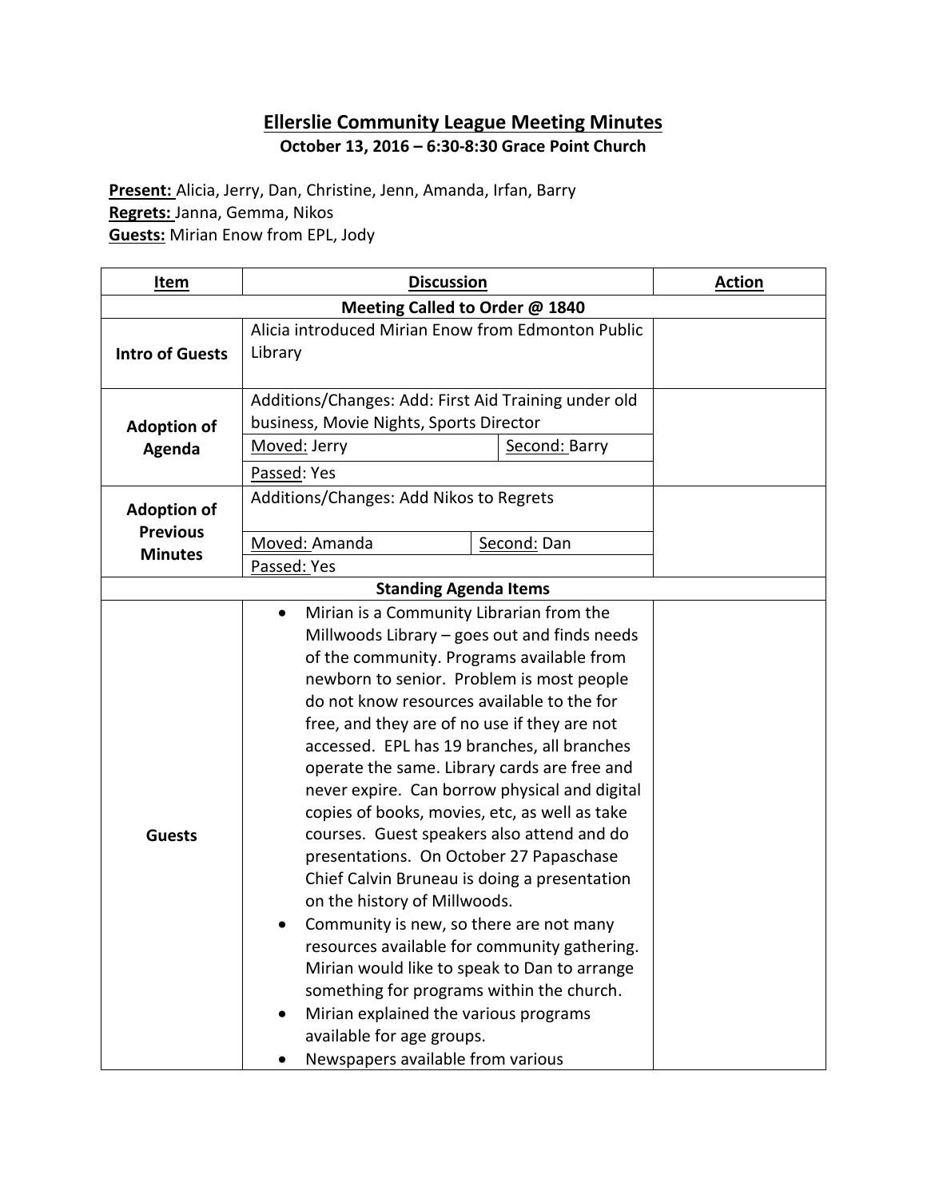# Ellerslie Community League Meeting Minutes

**October 13, 2016 – 6:30-8:30 Grace Point Church**

**Present:** Alicia, Jerry, Dan, Christine, Jenn, Amanda, Irfan, Barry
**Regrets:** Janna, Gemma, Nikos
**Guests:** Mirian Enow from EPL, Jody

| Item | Discussion | Action |
|---|---|---|
| **Meeting Called to Order @ 1840** | | |
| **Intro of Guests** | Alicia introduced Mirian Enow from Edmonton Public Library | |
| **Adoption of Agenda** | Additions/Changes: Add: First Aid Training under old business, Movie Nights, Sports Director<br>Moved: Jerry — Second: Barry<br>Passed: Yes | |
| **Adoption of Previous Minutes** | Additions/Changes: Add Nikos to Regrets<br>Moved: Amanda — Second: Dan<br>Passed: Yes | |
| **Standing Agenda Items** | | |
| **Guests** | • Mirian is a Community Librarian from the Millwoods Library – goes out and finds needs of the community. Programs available from newborn to senior. Problem is most people do not know resources available to the for free, and they are of no use if they are not accessed. EPL has 19 branches, all branches operate the same. Library cards are free and never expire. Can borrow physical and digital copies of books, movies, etc, as well as take courses. Guest speakers also attend and do presentations. On October 27 Papaschase Chief Calvin Bruneau is doing a presentation on the history of Millwoods.<br>• Community is new, so there are not many resources available for community gathering. Mirian would like to speak to Dan to arrange something for programs within the church.<br>• Mirian explained the various programs available for age groups.<br>• Newspapers available from various | |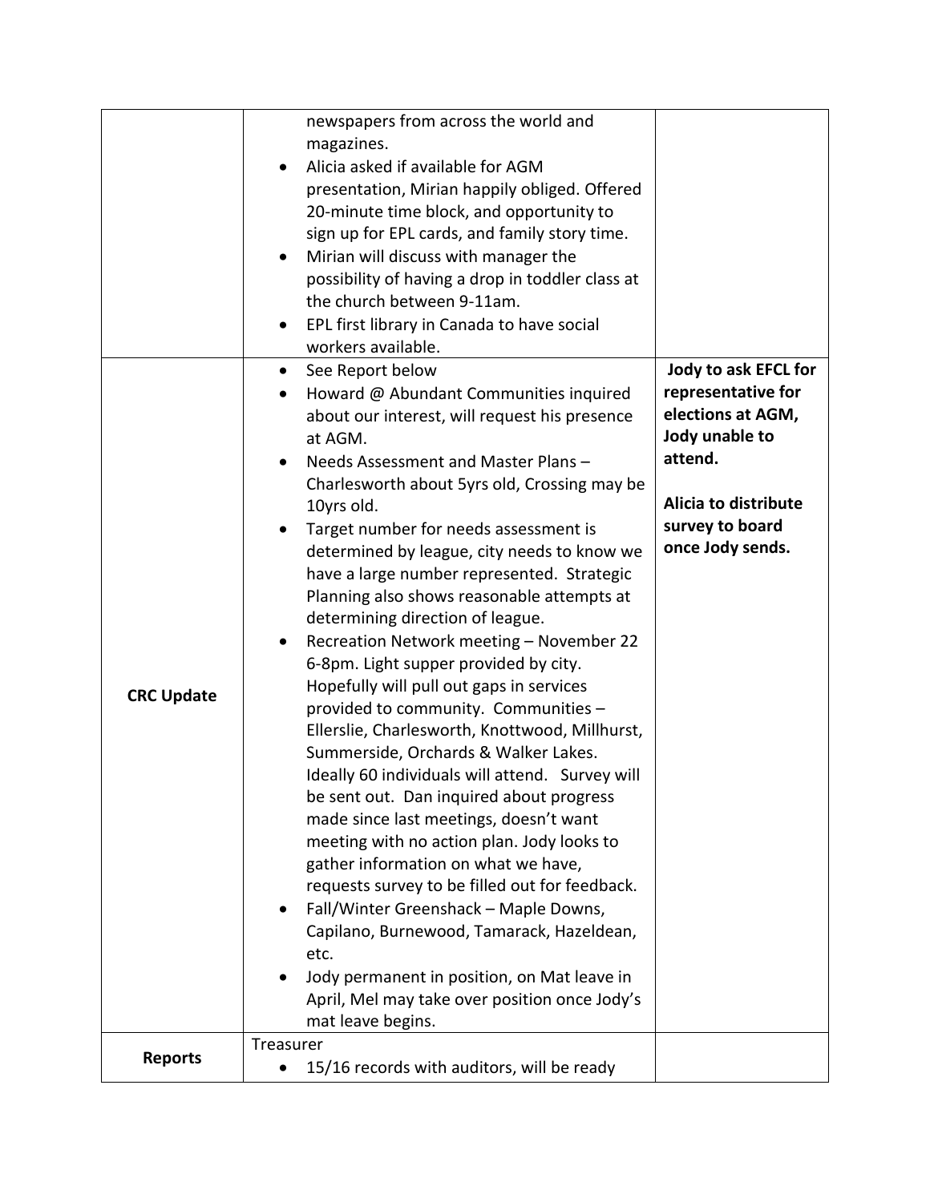| | | |
|---|---|---|
| | newspapers from across the world and magazines.<br>• Alicia asked if available for AGM presentation, Mirian happily obliged. Offered 20-minute time block, and opportunity to sign up for EPL cards, and family story time.<br>• Mirian will discuss with manager the possibility of having a drop in toddler class at the church between 9-11am.<br>• EPL first library in Canada to have social workers available. | |
| **CRC Update** | • See Report below<br>• Howard @ Abundant Communities inquired about our interest, will request his presence at AGM.<br>• Needs Assessment and Master Plans – Charlesworth about 5yrs old, Crossing may be 10yrs old.<br>• Target number for needs assessment is determined by league, city needs to know we have a large number represented. Strategic Planning also shows reasonable attempts at determining direction of league.<br>• Recreation Network meeting – November 22 6-8pm. Light supper provided by city. Hopefully will pull out gaps in services provided to community. Communities – Ellerslie, Charlesworth, Knottwood, Millhurst, Summerside, Orchards & Walker Lakes. Ideally 60 individuals will attend. Survey will be sent out. Dan inquired about progress made since last meetings, doesn't want meeting with no action plan. Jody looks to gather information on what we have, requests survey to be filled out for feedback.<br>• Fall/Winter Greenshack – Maple Downs, Capilano, Burnewood, Tamarack, Hazeldean, etc.<br>• Jody permanent in position, on Mat leave in April, Mel may take over position once Jody's mat leave begins. | **Jody to ask EFCL for representative for elections at AGM, Jody unable to attend.**<br><br>**Alicia to distribute survey to board once Jody sends.** |
| **Reports** | Treasurer<br>• 15/16 records with auditors, will be ready | |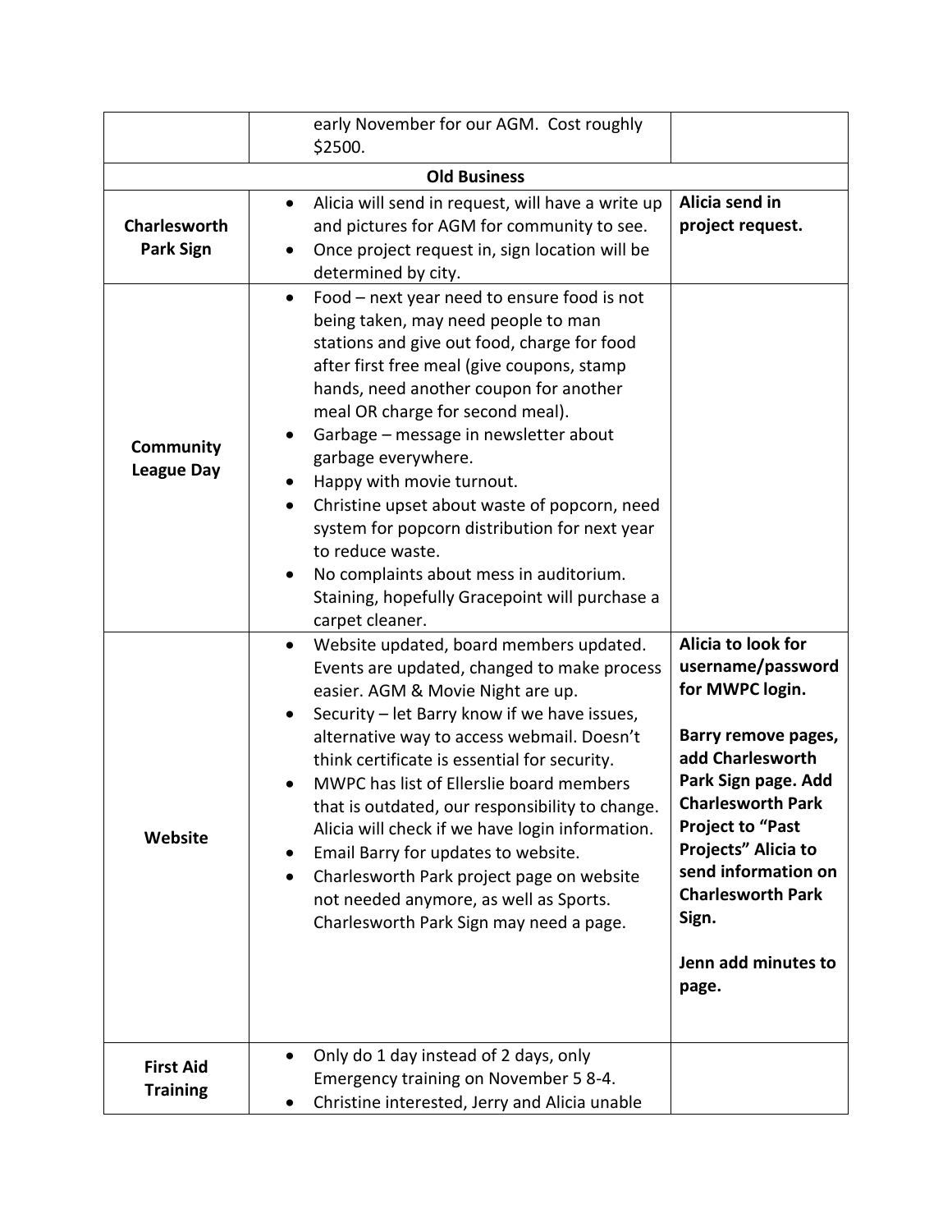| | | |
|---|---|---|
| | early November for our AGM. Cost roughly $2500. | |
| **Old Business** | | |
| **Charlesworth Park Sign** | • Alicia will send in request, will have a write up and pictures for AGM for community to see.<br>• Once project request in, sign location will be determined by city. | **Alicia send in project request.** |
| **Community League Day** | • Food – next year need to ensure food is not being taken, may need people to man stations and give out food, charge for food after first free meal (give coupons, stamp hands, need another coupon for another meal OR charge for second meal).<br>• Garbage – message in newsletter about garbage everywhere.<br>• Happy with movie turnout.<br>• Christine upset about waste of popcorn, need system for popcorn distribution for next year to reduce waste.<br>• No complaints about mess in auditorium. Staining, hopefully Gracepoint will purchase a carpet cleaner. | |
| **Website** | • Website updated, board members updated. Events are updated, changed to make process easier. AGM & Movie Night are up.<br>• Security – let Barry know if we have issues, alternative way to access webmail. Doesn't think certificate is essential for security.<br>• MWPC has list of Ellerslie board members that is outdated, our responsibility to change. Alicia will check if we have login information.<br>• Email Barry for updates to website.<br>• Charlesworth Park project page on website not needed anymore, as well as Sports. Charlesworth Park Sign may need a page. | **Alicia to look for username/password for MWPC login.**<br><br>**Barry remove pages, add Charlesworth Park Sign page. Add Charlesworth Park Project to "Past Projects" Alicia to send information on Charlesworth Park Sign.**<br><br>**Jenn add minutes to page.** |
| **First Aid Training** | • Only do 1 day instead of 2 days, only Emergency training on November 5 8-4.<br>• Christine interested, Jerry and Alicia unable | |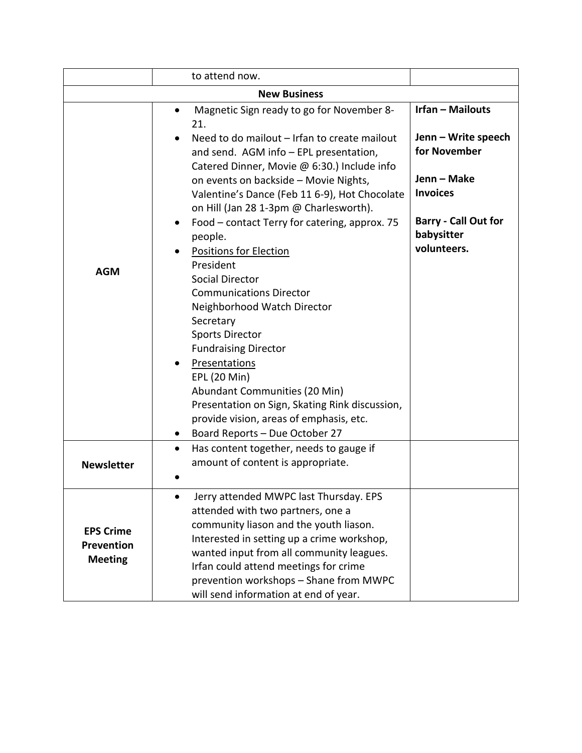| | | |
|---|---|---|
| | to attend now. | |
| **New Business** | | |
| **AGM** | • Magnetic Sign ready to go for November 8-21.<br>• Need to do mailout – Irfan to create mailout and send. AGM info – EPL presentation, Catered Dinner, Movie @ 6:30.) Include info on events on backside – Movie Nights, Valentine's Dance (Feb 11 6-9), Hot Chocolate on Hill (Jan 28 1-3pm @ Charlesworth).<br>• Food – contact Terry for catering, approx. 75 people.<br>• <u>Positions for Election</u><br>President<br>Social Director<br>Communications Director<br>Neighborhood Watch Director<br>Secretary<br>Sports Director<br>Fundraising Director<br>• <u>Presentations</u><br>EPL (20 Min)<br>Abundant Communities (20 Min)<br>Presentation on Sign, Skating Rink discussion, provide vision, areas of emphasis, etc.<br>• Board Reports – Due October 27 | **Irfan – Mailouts**<br><br>**Jenn – Write speech for November**<br><br>**Jenn – Make Invoices**<br><br>**Barry - Call Out for babysitter volunteers.** |
| **Newsletter** | • Has content together, needs to gauge if amount of content is appropriate.<br>• | |
| **EPS Crime Prevention Meeting** | • Jerry attended MWPC last Thursday. EPS attended with two partners, one a community liason and the youth liason. Interested in setting up a crime workshop, wanted input from all community leagues. Irfan could attend meetings for crime prevention workshops – Shane from MWPC will send information at end of year. | |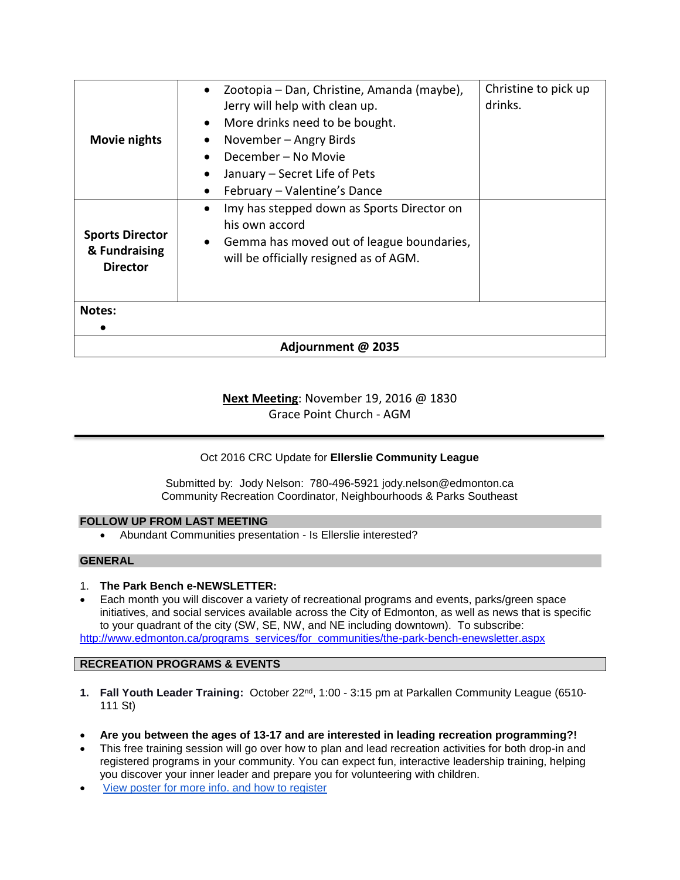| | | |
|---|---|---|
| **Movie nights** | • Zootopia – Dan, Christine, Amanda (maybe), Jerry will help with clean up.<br>• More drinks need to be bought.<br>• November – Angry Birds<br>• December – No Movie<br>• January – Secret Life of Pets<br>• February – Valentine's Dance | Christine to pick up drinks. |
| **Sports Director & Fundraising Director** | • Imy has stepped down as Sports Director on his own accord<br>• Gemma has moved out of league boundaries, will be officially resigned as of AGM. | |
| **Notes:**<br>• | | |
| **Adjournment @ 2035** | | |

**Next Meeting**: November 19, 2016 @ 1830
Grace Point Church - AGM

---

Oct 2016 CRC Update for **Ellerslie Community League**

Submitted by: Jody Nelson: 780-496-5921 jody.nelson@edmonton.ca
Community Recreation Coordinator, Neighbourhoods & Parks Southeast

## FOLLOW UP FROM LAST MEETING

- Abundant Communities presentation - Is Ellerslie interested?

## GENERAL

1. **The Park Bench e-NEWSLETTER:**

- Each month you will discover a variety of recreational programs and events, parks/green space initiatives, and social services available across the City of Edmonton, as well as news that is specific to your quadrant of the city (SW, SE, NW, and NE including downtown). To subscribe:

http://www.edmonton.ca/programs_services/for_communities/the-park-bench-enewsletter.aspx

## RECREATION PROGRAMS & EVENTS

1. **Fall Youth Leader Training:** October 22nd, 1:00 - 3:15 pm at Parkallen Community League (6510-111 St)

- **Are you between the ages of 13-17 and are interested in leading recreation programming?!**
- This free training session will go over how to plan and lead recreation activities for both drop-in and registered programs in your community. You can expect fun, interactive leadership training, helping you discover your inner leader and prepare you for volunteering with children.
- View poster for more info. and how to register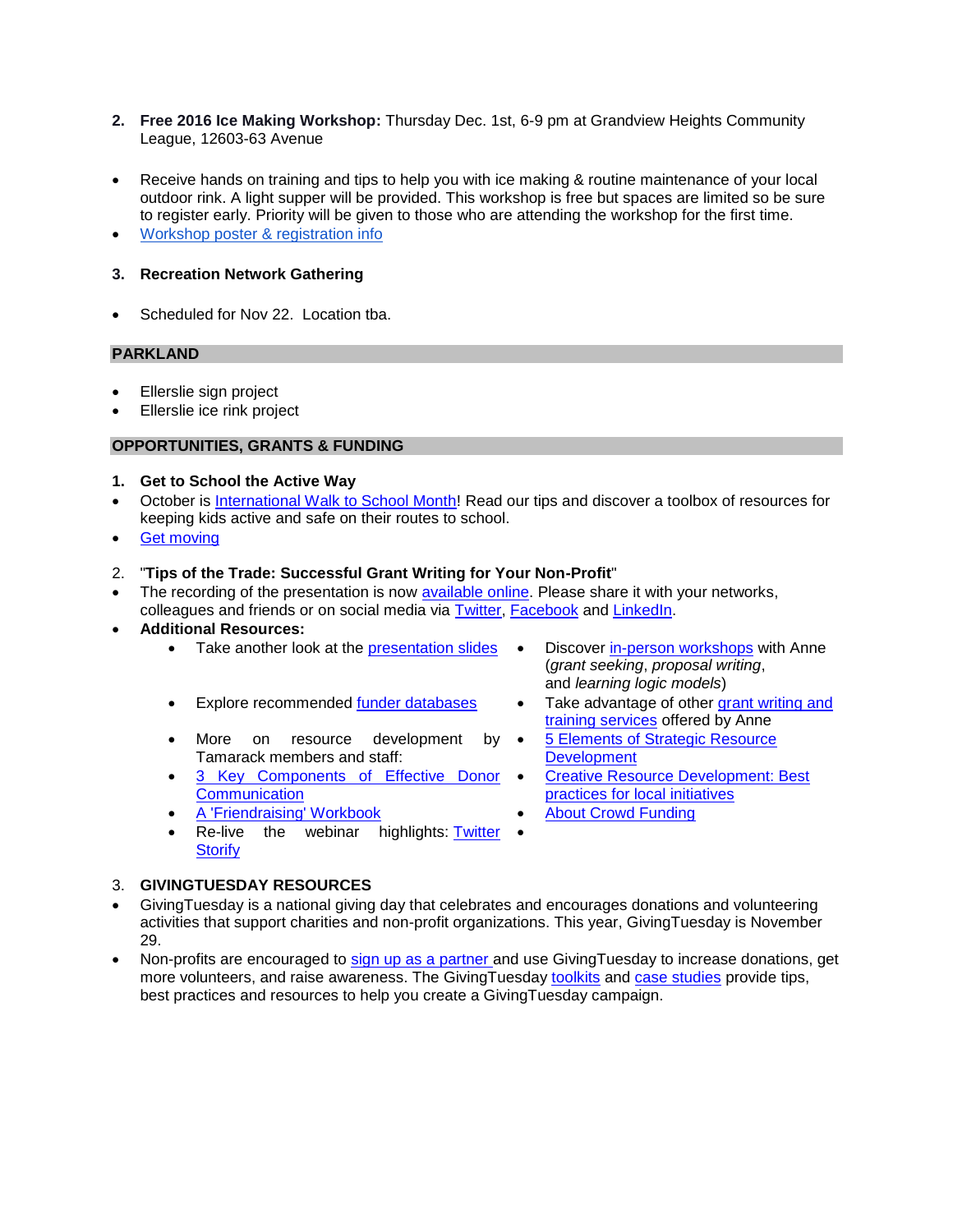2. **Free 2016 Ice Making Workshop:** Thursday Dec. 1st, 6-9 pm at Grandview Heights Community League, 12603-63 Avenue

- Receive hands on training and tips to help you with ice making & routine maintenance of your local outdoor rink. A light supper will be provided. This workshop is free but spaces are limited so be sure to register early. Priority will be given to those who are attending the workshop for the first time.
- Workshop poster & registration info

3. **Recreation Network Gathering**

- Scheduled for Nov 22. Location tba.

## PARKLAND

- Ellerslie sign project
- Ellerslie ice rink project

## OPPORTUNITIES, GRANTS & FUNDING

1. **Get to School the Active Way**
- October is International Walk to School Month! Read our tips and discover a toolbox of resources for keeping kids active and safe on their routes to school.
- Get moving

2. "**Tips of the Trade: Successful Grant Writing for Your Non-Profit**"
- The recording of the presentation is now available online. Please share it with your networks, colleagues and friends or on social media via Twitter, Facebook and LinkedIn.
- **Additional Resources:**
  - Take another look at the presentation slides
  - Explore recommended funder databases
  - More on resource development by Tamarack members and staff:
  - 3 Key Components of Effective Donor Communication
  - A 'Friendraising' Workbook
  - Re-live the webinar highlights: Twitter Storify
  - Discover in-person workshops with Anne (*grant seeking*, *proposal writing*, and *learning logic models*)
  - Take advantage of other grant writing and training services offered by Anne
  - 5 Elements of Strategic Resource Development
  - Creative Resource Development: Best practices for local initiatives
  - About Crowd Funding

3. **GIVINGTUESDAY RESOURCES**
- GivingTuesday is a national giving day that celebrates and encourages donations and volunteering activities that support charities and non-profit organizations. This year, GivingTuesday is November 29.
- Non-profits are encouraged to sign up as a partner and use GivingTuesday to increase donations, get more volunteers, and raise awareness. The GivingTuesday toolkits and case studies provide tips, best practices and resources to help you create a GivingTuesday campaign.